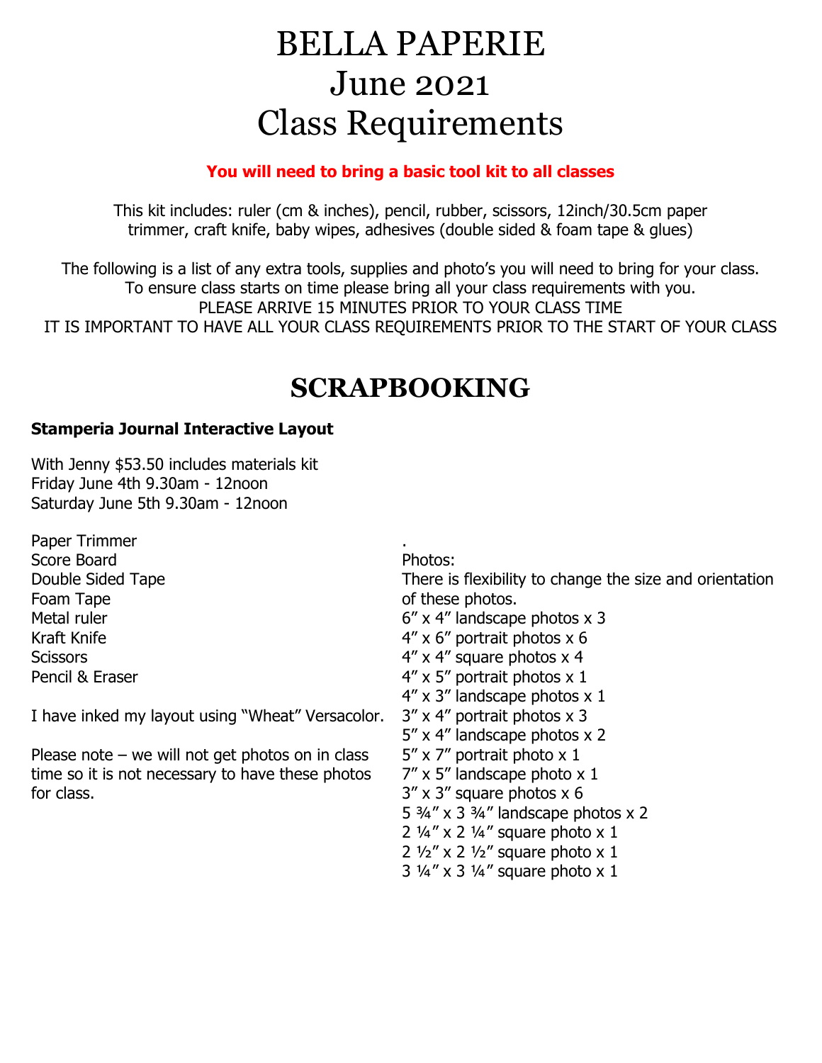# BELLA PAPERIE
# June 2021
# Class Requirements

**You will need to bring a basic tool kit to all classes**

This kit includes: ruler (cm & inches), pencil, rubber, scissors, 12inch/30.5cm paper trimmer, craft knife, baby wipes, adhesives (double sided & foam tape & glues)

The following is a list of any extra tools, supplies and photo's you will need to bring for your class.
To ensure class starts on time please bring all your class requirements with you.
PLEASE ARRIVE 15 MINUTES PRIOR TO YOUR CLASS TIME
IT IS IMPORTANT TO HAVE ALL YOUR CLASS REQUIREMENTS PRIOR TO THE START OF YOUR CLASS

## SCRAPBOOKING

**Stamperia Journal Interactive Layout**

With Jenny $53.50 includes materials kit
Friday June 4th 9.30am - 12noon
Saturday June 5th 9.30am - 12noon

Paper Trimmer
Score Board
Double Sided Tape
Foam Tape
Metal ruler
Kraft Knife
Scissors
Pencil & Eraser

I have inked my layout using "Wheat" Versacolor.

Please note – we will not get photos on in class time so it is not necessary to have these photos for class.

Photos:
There is flexibility to change the size and orientation of these photos.
6″ x 4″ landscape photos x 3
4″ x 6″ portrait photos x 6
4″ x 4″ square photos x 4
4″ x 5″ portrait photos x 1
4″ x 3″ landscape photos x 1
3″ x 4″ portrait photos x 3
5″ x 4″ landscape photos x 2
5″ x 7″ portrait photo x 1
7″ x 5″ landscape photo x 1
3″ x 3″ square photos x 6
5 ¾″ x 3 ¾″ landscape photos x 2
2 ¼″ x 2 ¼″ square photo x 1
2 ½″ x 2 ½″ square photo x 1
3 ¼″ x 3 ¼″ square photo x 1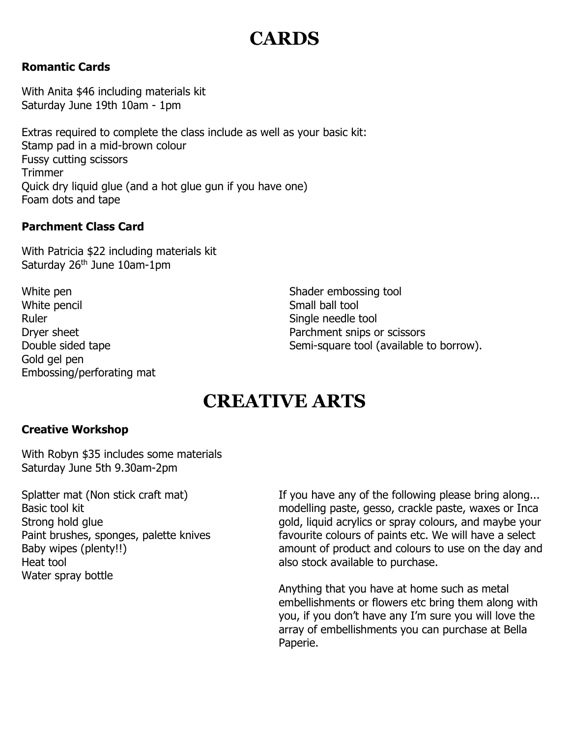# CARDS

**Romantic Cards**

With Anita $46 including materials kit
Saturday June 19th 10am - 1pm

Extras required to complete the class include as well as your basic kit:
Stamp pad in a mid-brown colour
Fussy cutting scissors
Trimmer
Quick dry liquid glue (and a hot glue gun if you have one)
Foam dots and tape

**Parchment Class Card**

With Patricia $22 including materials kit
Saturday 26th June 10am-1pm

White pen
White pencil
Ruler
Dryer sheet
Double sided tape
Gold gel pen
Embossing/perforating mat
Shader embossing tool
Small ball tool
Single needle tool
Parchment snips or scissors
Semi-square tool (available to borrow).

# CREATIVE ARTS

**Creative Workshop**

With Robyn $35 includes some materials
Saturday June 5th 9.30am-2pm

Splatter mat (Non stick craft mat)
Basic tool kit
Strong hold glue
Paint brushes, sponges, palette knives
Baby wipes (plenty!!)
Heat tool
Water spray bottle

If you have any of the following please bring along... modelling paste, gesso, crackle paste, waxes or Inca gold, liquid acrylics or spray colours, and maybe your favourite colours of paints etc. We will have a select amount of product and colours to use on the day and also stock available to purchase.

Anything that you have at home such as metal embellishments or flowers etc bring them along with you, if you don't have any I'm sure you will love the array of embellishments you can purchase at Bella Paperie.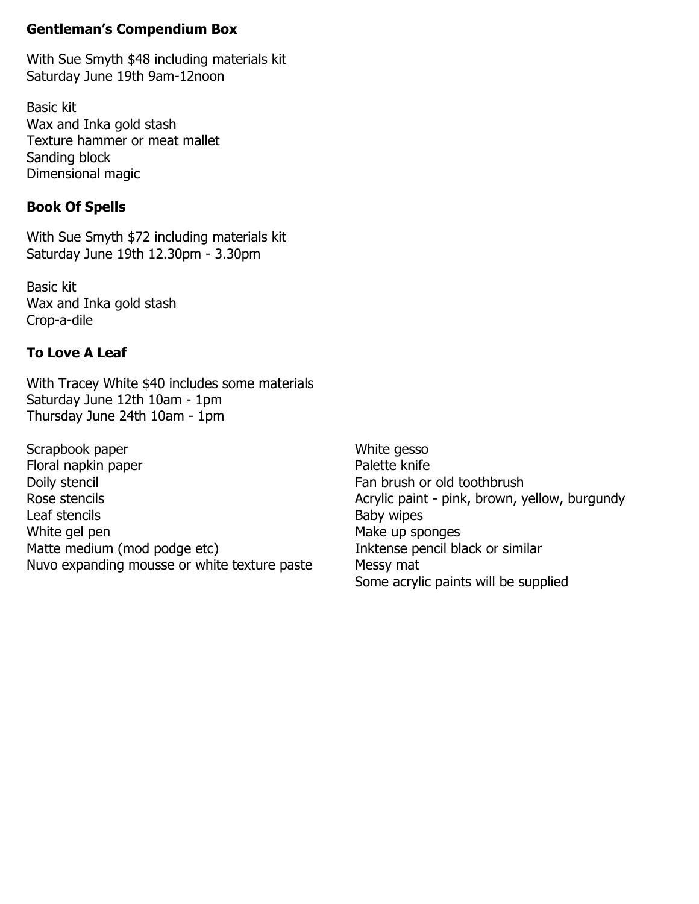**Gentleman's Compendium Box**

With Sue Smyth $48 including materials kit
Saturday June 19th 9am-12noon

Basic kit
Wax and Inka gold stash
Texture hammer or meat mallet
Sanding block
Dimensional magic

**Book Of Spells**

With Sue Smyth $72 including materials kit
Saturday June 19th 12.30pm - 3.30pm

Basic kit
Wax and Inka gold stash
Crop-a-dile

**To Love A Leaf**

With Tracey White $40 includes some materials
Saturday June 12th 10am - 1pm
Thursday June 24th 10am - 1pm

Scrapbook paper
Floral napkin paper
Doily stencil
Rose stencils
Leaf stencils
White gel pen
Matte medium (mod podge etc)
Nuvo expanding mousse or white texture paste
White gesso
Palette knife
Fan brush or old toothbrush
Acrylic paint - pink, brown, yellow, burgundy
Baby wipes
Make up sponges
Inktense pencil black or similar
Messy mat
Some acrylic paints will be supplied